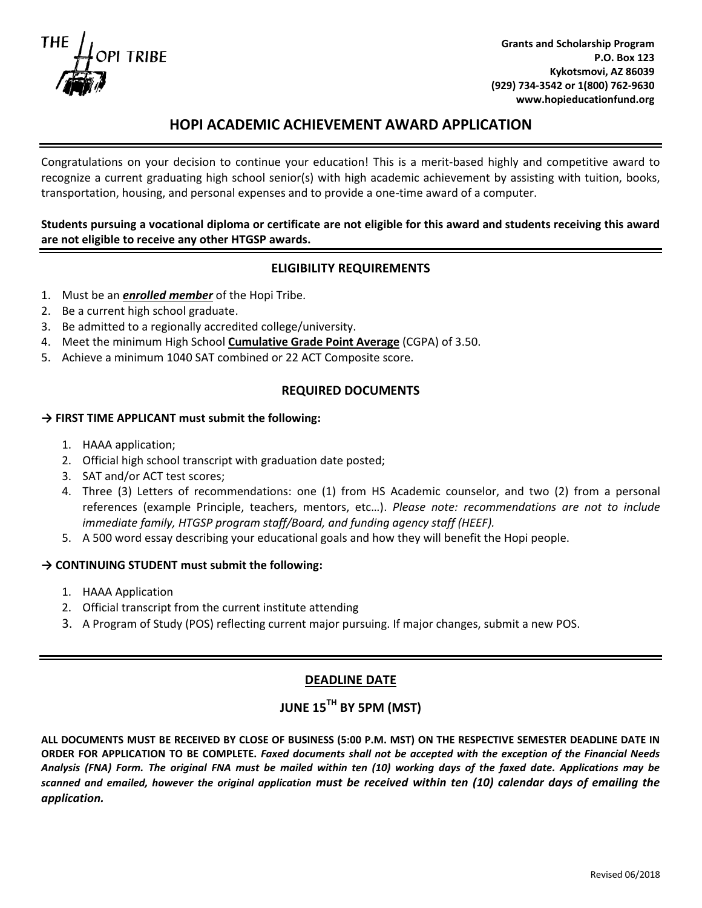THE HOPI TRIBE

**Grants and Scholarship Program**
**P.O. Box 123**
**Kykotsmovi, AZ 86039**
**(929) 734-3542 or 1(800) 762-9630**
**www.hopieducationfund.org**

# HOPI ACADEMIC ACHIEVEMENT AWARD APPLICATION

Congratulations on your decision to continue your education! This is a merit-based highly and competitive award to recognize a current graduating high school senior(s) with high academic achievement by assisting with tuition, books, transportation, housing, and personal expenses and to provide a one-time award of a computer.

**Students pursuing a vocational diploma or certificate are not eligible for this award and students receiving this award are not eligible to receive any other HTGSP awards.**

## ELIGIBILITY REQUIREMENTS

1. Must be an ***enrolled member*** of the Hopi Tribe.
2. Be a current high school graduate.
3. Be admitted to a regionally accredited college/university.
4. Meet the minimum High School **Cumulative Grade Point Average** (CGPA) of 3.50.
5. Achieve a minimum 1040 SAT combined or 22 ACT Composite score.

## REQUIRED DOCUMENTS

**→ FIRST TIME APPLICANT must submit the following:**

1. HAAA application;
2. Official high school transcript with graduation date posted;
3. SAT and/or ACT test scores;
4. Three (3) Letters of recommendations: one (1) from HS Academic counselor, and two (2) from a personal references (example Principle, teachers, mentors, etc…). *Please note: recommendations are not to include immediate family, HTGSP program staff/Board, and funding agency staff (HEEF).*
5. A 500 word essay describing your educational goals and how they will benefit the Hopi people.

**→ CONTINUING STUDENT must submit the following:**

1. HAAA Application
2. Official transcript from the current institute attending
3. A Program of Study (POS) reflecting current major pursuing. If major changes, submit a new POS.

## DEADLINE DATE

## JUNE 15TH BY 5PM (MST)

**ALL DOCUMENTS MUST BE RECEIVED BY CLOSE OF BUSINESS (5:00 P.M. MST) ON THE RESPECTIVE SEMESTER DEADLINE DATE IN ORDER FOR APPLICATION TO BE COMPLETE.** ***Faxed documents shall not be accepted with the exception of the Financial Needs Analysis (FNA) Form. The original FNA must be mailed within ten (10) working days of the faxed date. Applications may be scanned and emailed, however the original application must be received within ten (10) calendar days of emailing the application.***

Revised 06/2018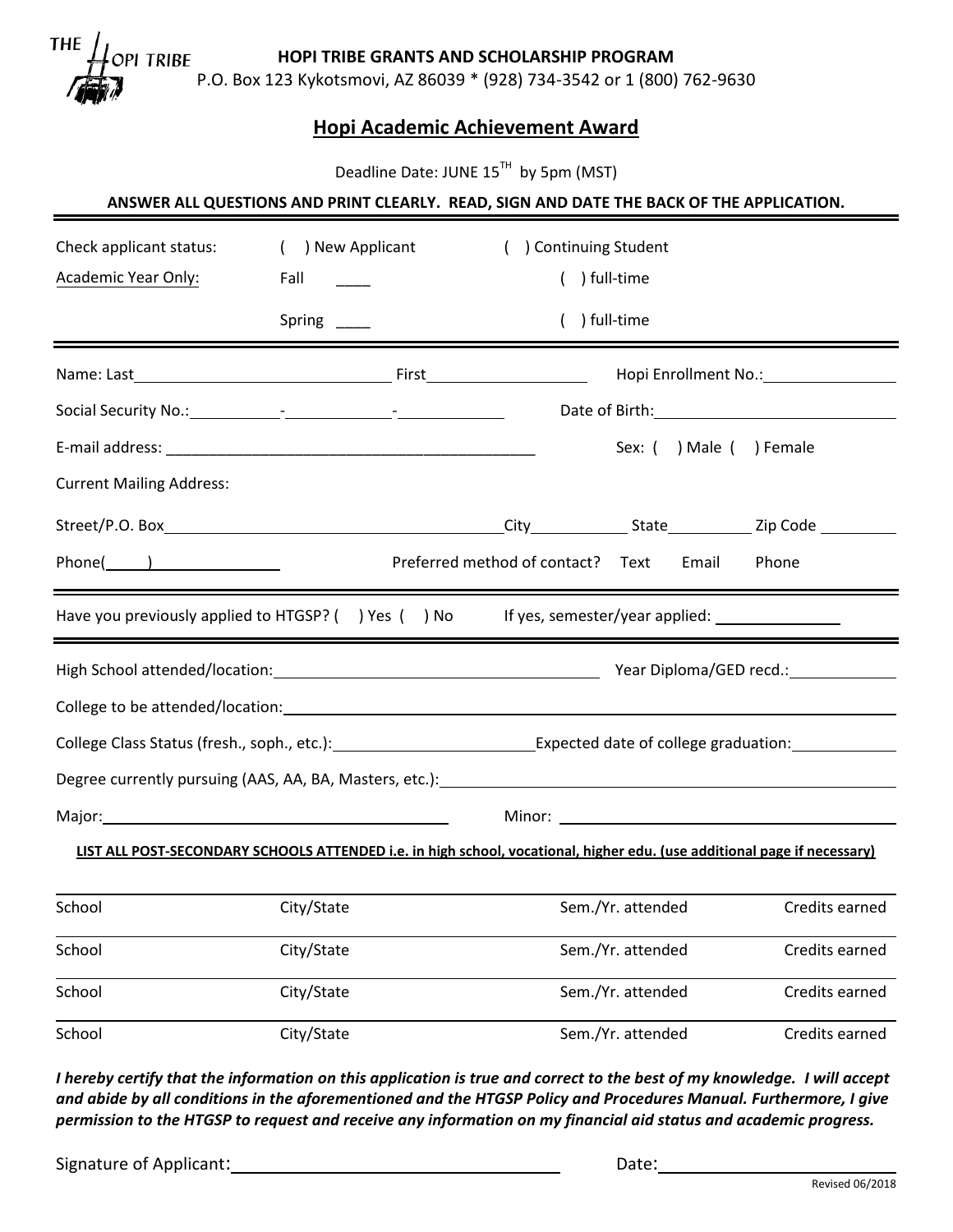THE HOPI TRIBE

**HOPI TRIBE GRANTS AND SCHOLARSHIP PROGRAM**
P.O. Box 123 Kykotsmovi, AZ 86039 * (928) 734-3542 or 1 (800) 762-9630

## Hopi Academic Achievement Award

Deadline Date: JUNE 15TH by 5pm (MST)

**ANSWER ALL QUESTIONS AND PRINT CLEARLY. READ, SIGN AND DATE THE BACK OF THE APPLICATION.**

---

Check applicant status: ( ) New Applicant ( ) Continuing Student

Academic Year Only: Fall ____ ( ) full-time

Spring ____ ( ) full-time

---

Name: Last______________________ First______________ Hopi Enrollment No.:____________

Social Security No.:________-_________-_________ Date of Birth:____________________

E-mail address: _________________________________ Sex: ( ) Male ( ) Female

Current Mailing Address:

Street/P.O. Box_____________________________City_________ State________ Zip Code _______

Phone(_____)____________ Preferred method of contact? Text Email Phone

---

Have you previously applied to HTGSP? ( ) Yes ( ) No If yes, semester/year applied: ____________

---

High School attended/location:_____________________________ Year Diploma/GED recd.:__________

College to be attended/location:_____________________________________________________

College Class Status (fresh., soph., etc.):__________________Expected date of college graduation:__________

Degree currently pursuing (AAS, AA, BA, Masters, etc.):________________________________________

Major:________________________________ Minor: ________________________________

**LIST ALL POST-SECONDARY SCHOOLS ATTENDED i.e. in high school, vocational, higher edu. (use additional page if necessary)**

| School | City/State | Sem./Yr. attended | Credits earned |
|---|---|---|---|
| School | City/State | Sem./Yr. attended | Credits earned |
| School | City/State | Sem./Yr. attended | Credits earned |
| School | City/State | Sem./Yr. attended | Credits earned |

***I hereby certify that the information on this application is true and correct to the best of my knowledge. I will accept and abide by all conditions in the aforementioned and the HTGSP Policy and Procedures Manual. Furthermore, I give permission to the HTGSP to request and receive any information on my financial aid status and academic progress.***

Signature of Applicant:____________________________ Date:__________________

Revised 06/2018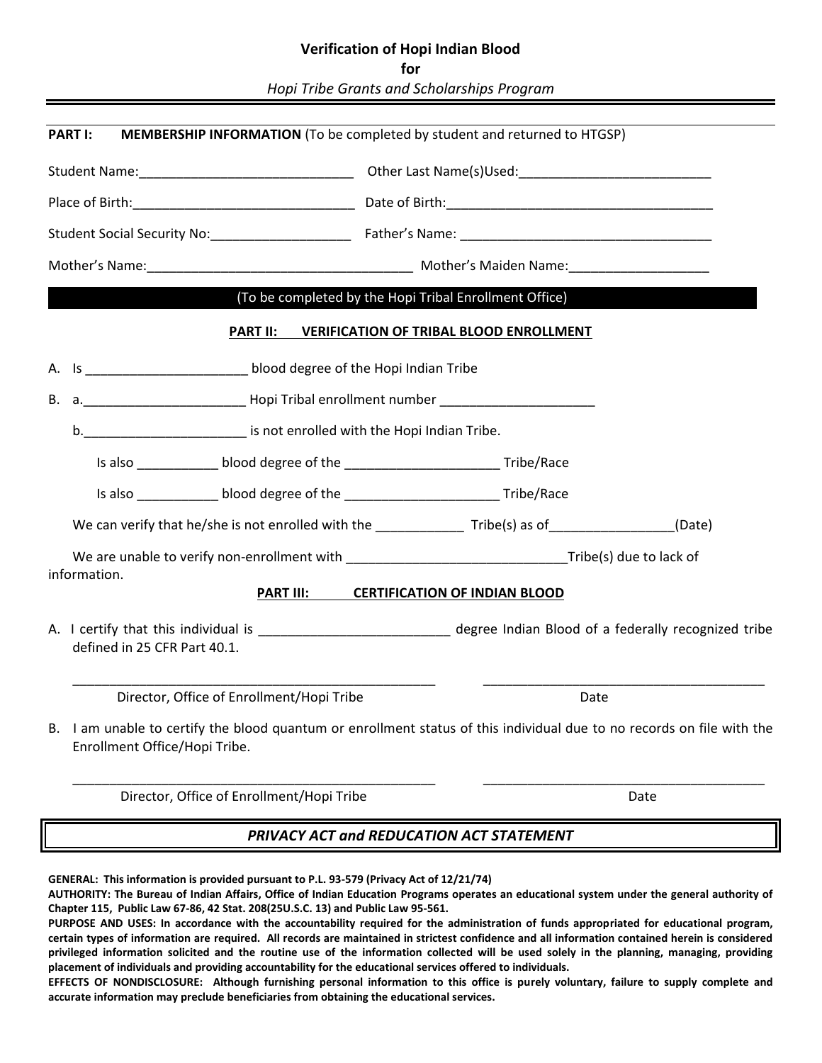# Verification of Hopi Indian Blood

**for**

*Hopi Tribe Grants and Scholarships Program*

---

**PART I: MEMBERSHIP INFORMATION** (To be completed by student and returned to HTGSP)

Student Name:_____________________________ Other Last Name(s)Used:__________________________

Place of Birth:______________________________ Date of Birth:____________________________________

Student Social Security No:___________________ Father's Name: __________________________________

Mother's Name:____________________________________ Mother's Maiden Name:___________________

(To be completed by the Hopi Tribal Enrollment Office)

**PART II: VERIFICATION OF TRIBAL BLOOD ENROLLMENT**

A. Is ______________________ blood degree of the Hopi Indian Tribe

B. a.______________________ Hopi Tribal enrollment number _____________________

b.______________________ is not enrolled with the Hopi Indian Tribe.

Is also ___________ blood degree of the _____________________ Tribe/Race

Is also ___________ blood degree of the _____________________ Tribe/Race

We can verify that he/she is not enrolled with the ____________ Tribe(s) as of________________(Date)

We are unable to verify non-enrollment with _____________________________Tribe(s) due to lack of information.

**PART III: CERTIFICATION OF INDIAN BLOOD**

A. I certify that this individual is __________________________ degree Indian Blood of a federally recognized tribe defined in 25 CFR Part 40.1.

_________________________________________________ _______________________________________

Director, Office of Enrollment/Hopi Tribe Date

B. I am unable to certify the blood quantum or enrollment status of this individual due to no records on file with the Enrollment Office/Hopi Tribe.

_________________________________________________ _______________________________________

Director, Office of Enrollment/Hopi Tribe Date

***PRIVACY ACT and REDUCATION ACT STATEMENT***

**GENERAL: This information is provided pursuant to P.L. 93-579 (Privacy Act of 12/21/74)**

**AUTHORITY: The Bureau of Indian Affairs, Office of Indian Education Programs operates an educational system under the general authority of Chapter 115, Public Law 67-86, 42 Stat. 208(25U.S.C. 13) and Public Law 95-561.**

**PURPOSE AND USES: In accordance with the accountability required for the administration of funds appropriated for educational program, certain types of information are required. All records are maintained in strictest confidence and all information contained herein is considered privileged information solicited and the routine use of the information collected will be used solely in the planning, managing, providing placement of individuals and providing accountability for the educational services offered to individuals.**

**EFFECTS OF NONDISCLOSURE: Although furnishing personal information to this office is purely voluntary, failure to supply complete and accurate information may preclude beneficiaries from obtaining the educational services.**